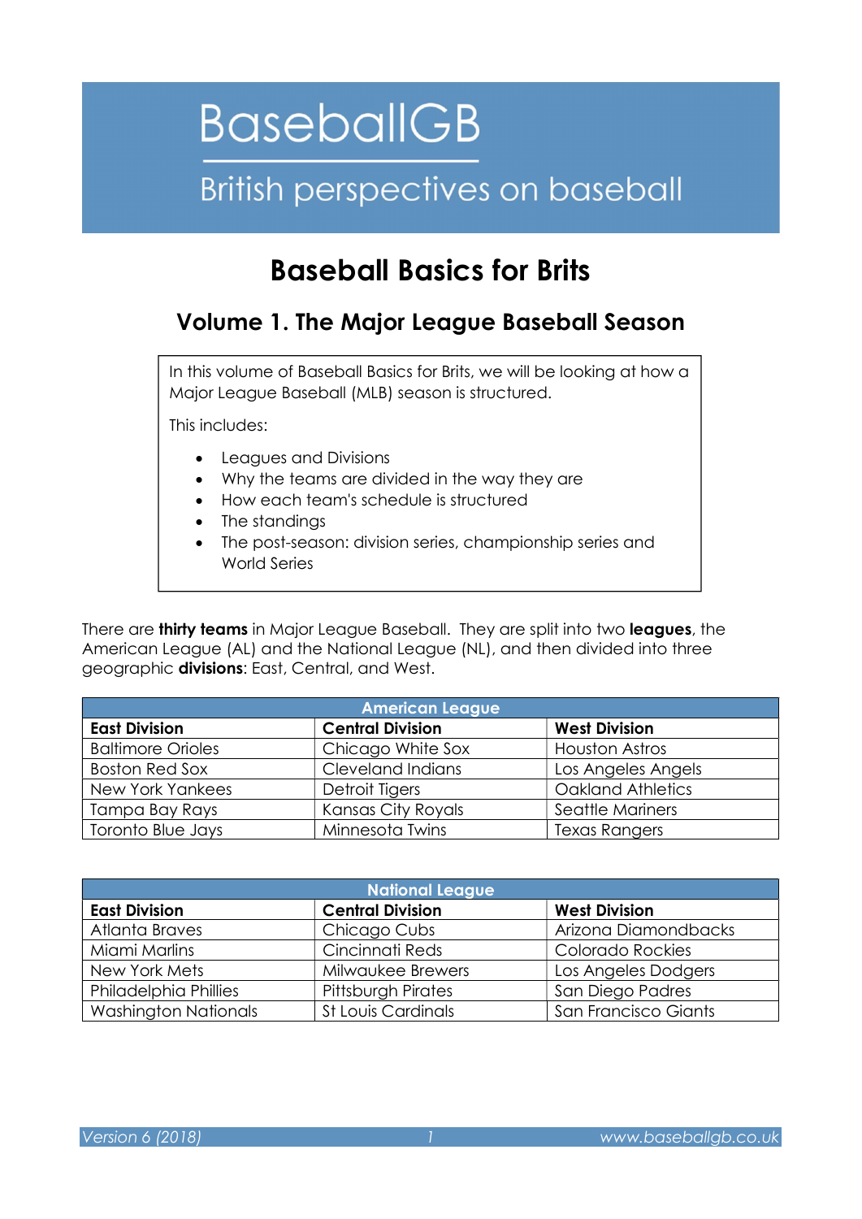# BaseballGB

British perspectives on baseball

# Baseball Basics for Brits

## Volume 1. The Major League Baseball Season

In this volume of Baseball Basics for Brits, we will be looking at how a Major League Baseball (MLB) season is structured.

This includes:

- Leagues and Divisions
- Why the teams are divided in the way they are
- How each team's schedule is structured
- The standings
- The post-season: division series, championship series and World Series

There are **thirty teams** in Major League Baseball. They are split into two **leagues**, the American League (AL) and the National League (NL), and then divided into three geographic **divisions**: East, Central, and West.

| American League | | |
|---|---|---|
| **East Division** | **Central Division** | **West Division** |
| Baltimore Orioles | Chicago White Sox | Houston Astros |
| Boston Red Sox | Cleveland Indians | Los Angeles Angels |
| New York Yankees | Detroit Tigers | Oakland Athletics |
| Tampa Bay Rays | Kansas City Royals | Seattle Mariners |
| Toronto Blue Jays | Minnesota Twins | Texas Rangers |

| National League | | |
|---|---|---|
| **East Division** | **Central Division** | **West Division** |
| Atlanta Braves | Chicago Cubs | Arizona Diamondbacks |
| Miami Marlins | Cincinnati Reds | Colorado Rockies |
| New York Mets | Milwaukee Brewers | Los Angeles Dodgers |
| Philadelphia Phillies | Pittsburgh Pirates | San Diego Padres |
| Washington Nationals | St Louis Cardinals | San Francisco Giants |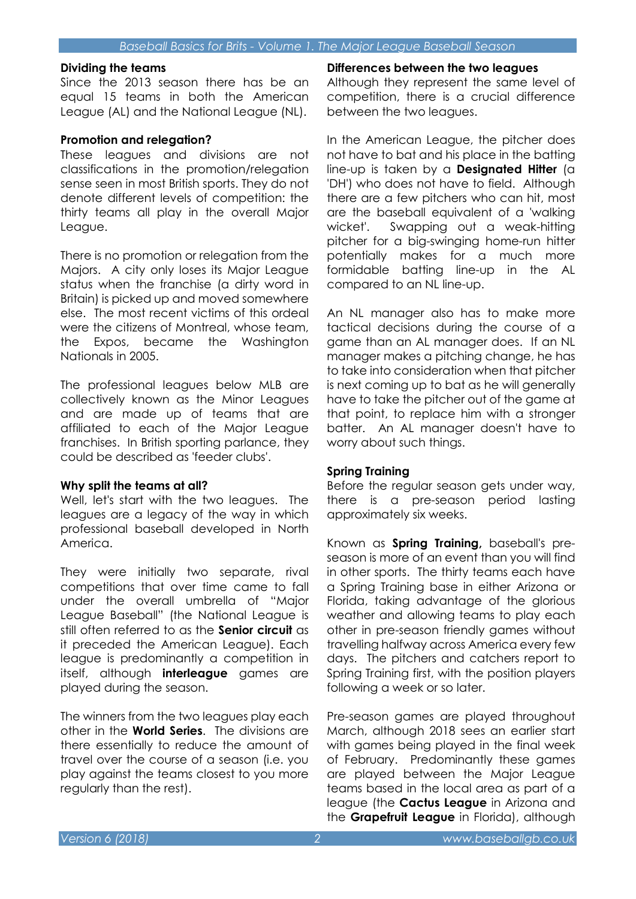### Dividing the teams

Since the 2013 season there has be an equal 15 teams in both the American League (AL) and the National League (NL).

### Promotion and relegation?

These leagues and divisions are not classifications in the promotion/relegation sense seen in most British sports. They do not denote different levels of competition: the thirty teams all play in the overall Major League.

There is no promotion or relegation from the Majors. A city only loses its Major League status when the franchise (a dirty word in Britain) is picked up and moved somewhere else. The most recent victims of this ordeal were the citizens of Montreal, whose team, the Expos, became the Washington Nationals in 2005.

The professional leagues below MLB are collectively known as the Minor Leagues and are made up of teams that are affiliated to each of the Major League franchises. In British sporting parlance, they could be described as 'feeder clubs'.

### Why split the teams at all?

Well, let's start with the two leagues. The leagues are a legacy of the way in which professional baseball developed in North America.

They were initially two separate, rival competitions that over time came to fall under the overall umbrella of "Major League Baseball" (the National League is still often referred to as the **Senior circuit** as it preceded the American League). Each league is predominantly a competition in itself, although **interleague** games are played during the season.

The winners from the two leagues play each other in the **World Series**. The divisions are there essentially to reduce the amount of travel over the course of a season (i.e. you play against the teams closest to you more regularly than the rest).

### Differences between the two leagues

Although they represent the same level of competition, there is a crucial difference between the two leagues.

In the American League, the pitcher does not have to bat and his place in the batting line-up is taken by a **Designated Hitter** (a 'DH') who does not have to field. Although there are a few pitchers who can hit, most are the baseball equivalent of a 'walking wicket'. Swapping out a weak-hitting pitcher for a big-swinging home-run hitter potentially makes for a much more formidable batting line-up in the AL compared to an NL line-up.

An NL manager also has to make more tactical decisions during the course of a game than an AL manager does. If an NL manager makes a pitching change, he has to take into consideration when that pitcher is next coming up to bat as he will generally have to take the pitcher out of the game at that point, to replace him with a stronger batter. An AL manager doesn't have to worry about such things.

### Spring Training

Before the regular season gets under way, there is a pre-season period lasting approximately six weeks.

Known as **Spring Training,** baseball's pre-season is more of an event than you will find in other sports. The thirty teams each have a Spring Training base in either Arizona or Florida, taking advantage of the glorious weather and allowing teams to play each other in pre-season friendly games without travelling halfway across America every few days. The pitchers and catchers report to Spring Training first, with the position players following a week or so later.

Pre-season games are played throughout March, although 2018 sees an earlier start with games being played in the final week of February. Predominantly these games are played between the Major League teams based in the local area as part of a league (the **Cactus League** in Arizona and the **Grapefruit League** in Florida), although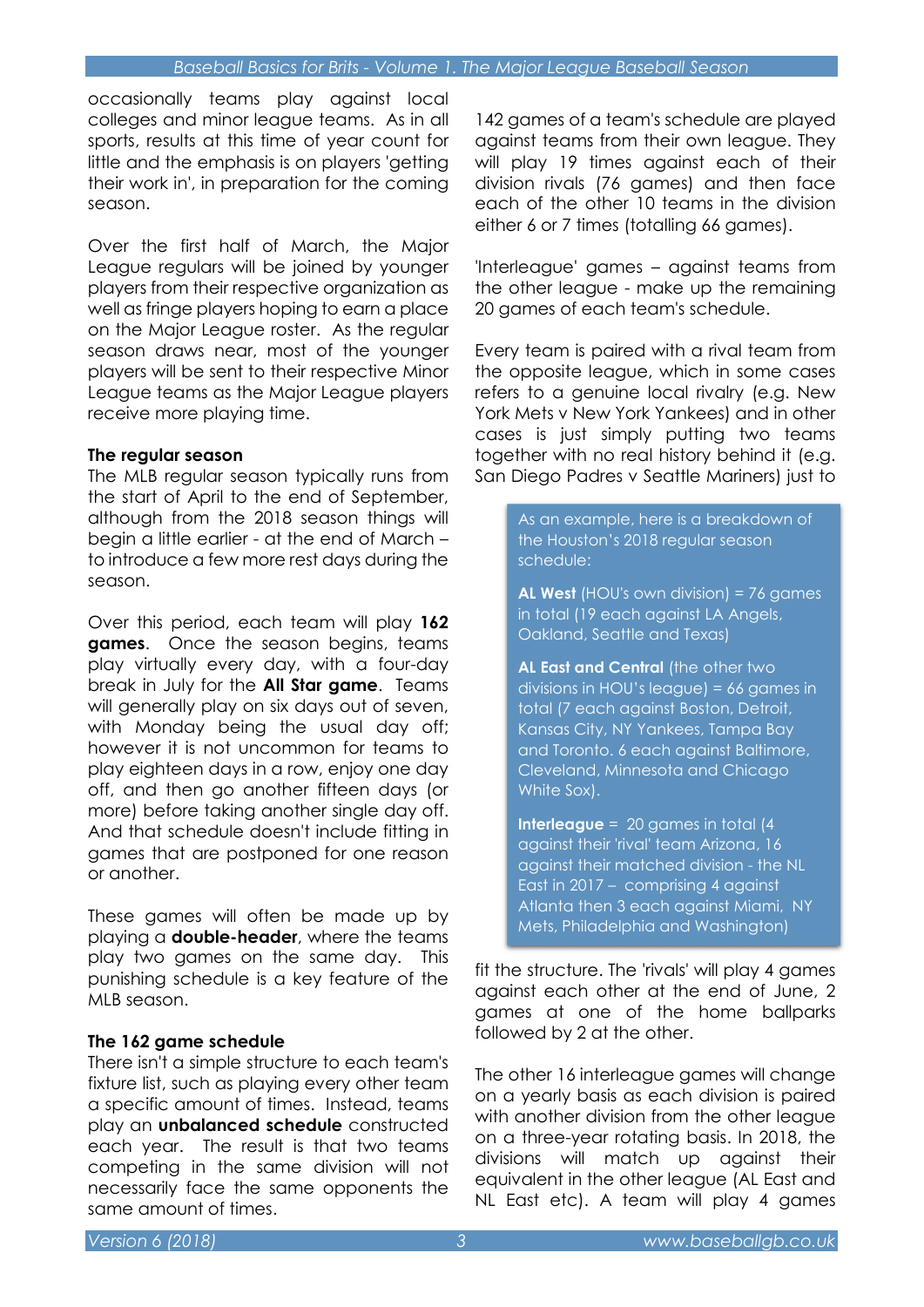occasionally teams play against local colleges and minor league teams. As in all sports, results at this time of year count for little and the emphasis is on players 'getting their work in', in preparation for the coming season.

Over the first half of March, the Major League regulars will be joined by younger players from their respective organization as well as fringe players hoping to earn a place on the Major League roster. As the regular season draws near, most of the younger players will be sent to their respective Minor League teams as the Major League players receive more playing time.

**The regular season**

The MLB regular season typically runs from the start of April to the end of September, although from the 2018 season things will begin a little earlier - at the end of March – to introduce a few more rest days during the season.

Over this period, each team will play **162 games**. Once the season begins, teams play virtually every day, with a four-day break in July for the **All Star game**. Teams will generally play on six days out of seven, with Monday being the usual day off; however it is not uncommon for teams to play eighteen days in a row, enjoy one day off, and then go another fifteen days (or more) before taking another single day off. And that schedule doesn't include fitting in games that are postponed for one reason or another.

These games will often be made up by playing a **double-header**, where the teams play two games on the same day. This punishing schedule is a key feature of the MLB season.

**The 162 game schedule**

There isn't a simple structure to each team's fixture list, such as playing every other team a specific amount of times. Instead, teams play an **unbalanced schedule** constructed each year. The result is that two teams competing in the same division will not necessarily face the same opponents the same amount of times.

142 games of a team's schedule are played against teams from their own league. They will play 19 times against each of their division rivals (76 games) and then face each of the other 10 teams in the division either 6 or 7 times (totalling 66 games).

'Interleague' games – against teams from the other league - make up the remaining 20 games of each team's schedule.

Every team is paired with a rival team from the opposite league, which in some cases refers to a genuine local rivalry (e.g. New York Mets v New York Yankees) and in other cases is just simply putting two teams together with no real history behind it (e.g. San Diego Padres v Seattle Mariners) just to fit the structure. The 'rivals' will play 4 games against each other at the end of June, 2 games at one of the home ballparks followed by 2 at the other.

The other 16 interleague games will change on a yearly basis as each division is paired with another division from the other league on a three-year rotating basis. In 2018, the divisions will match up against their equivalent in the other league (AL East and NL East etc). A team will play 4 games

> As an example, here is a breakdown of the Houston's 2018 regular season schedule:
>
> **AL West** (HOU's own division) = 76 games in total (19 each against LA Angels, Oakland, Seattle and Texas)
>
> **AL East and Central** (the other two divisions in HOU's league) = 66 games in total (7 each against Boston, Detroit, Kansas City, NY Yankees, Tampa Bay and Toronto. 6 each against Baltimore, Cleveland, Minnesota and Chicago White Sox).
>
> **Interleague** = 20 games in total (4 against their 'rival' team Arizona, 16 against their matched division - the NL East in 2017 – comprising 4 against Atlanta then 3 each against Miami, NY Mets, Philadelphia and Washington)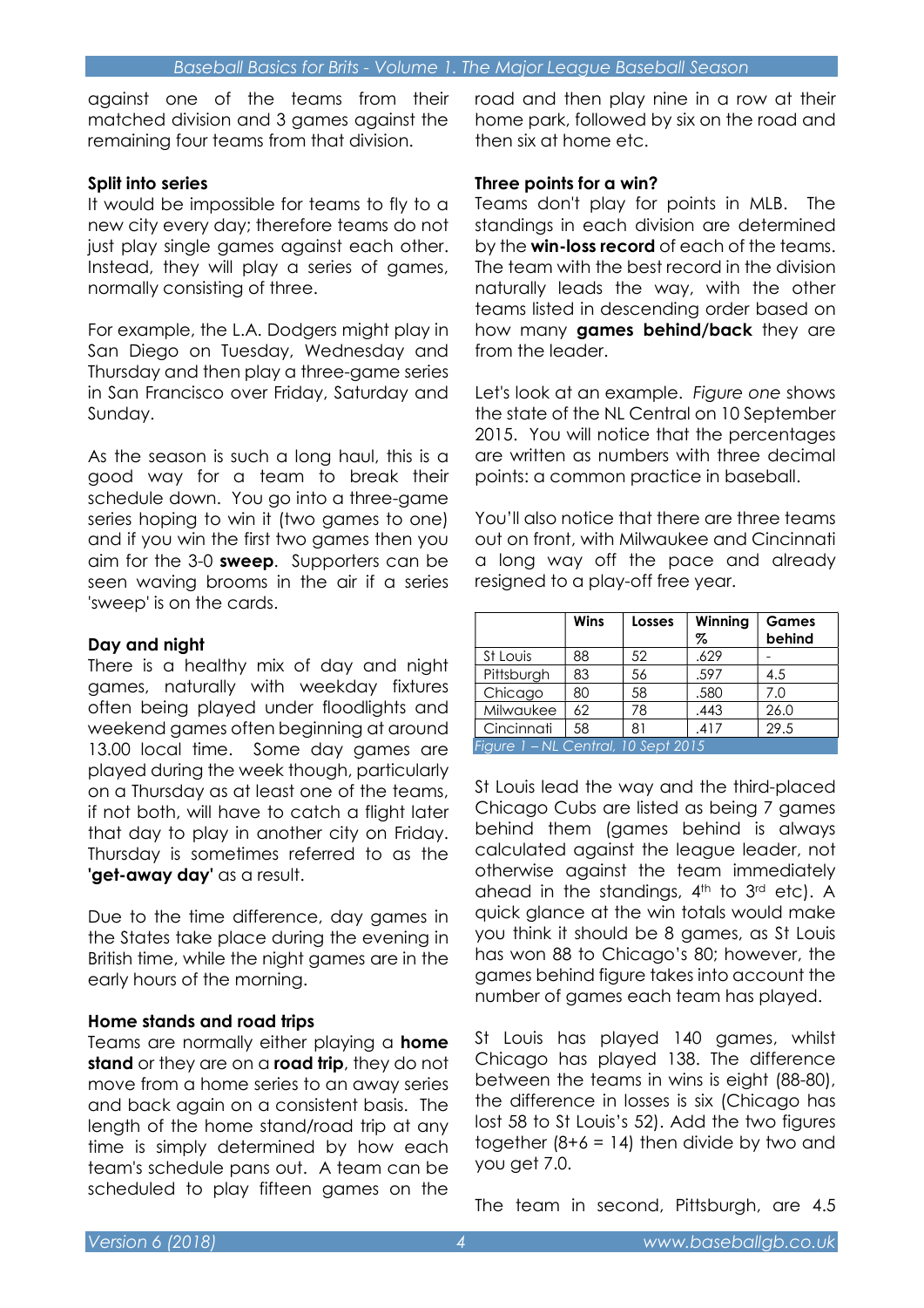against one of the teams from their matched division and 3 games against the remaining four teams from that division.

**Split into series**

It would be impossible for teams to fly to a new city every day; therefore teams do not just play single games against each other. Instead, they will play a series of games, normally consisting of three.

For example, the L.A. Dodgers might play in San Diego on Tuesday, Wednesday and Thursday and then play a three-game series in San Francisco over Friday, Saturday and Sunday.

As the season is such a long haul, this is a good way for a team to break their schedule down. You go into a three-game series hoping to win it (two games to one) and if you win the first two games then you aim for the 3-0 **sweep**. Supporters can be seen waving brooms in the air if a series 'sweep' is on the cards.

**Day and night**

There is a healthy mix of day and night games, naturally with weekday fixtures often being played under floodlights and weekend games often beginning at around 13.00 local time. Some day games are played during the week though, particularly on a Thursday as at least one of the teams, if not both, will have to catch a flight later that day to play in another city on Friday. Thursday is sometimes referred to as the **'get-away day'** as a result.

Due to the time difference, day games in the States take place during the evening in British time, while the night games are in the early hours of the morning.

**Home stands and road trips**

Teams are normally either playing a **home stand** or they are on a **road trip**, they do not move from a home series to an away series and back again on a consistent basis. The length of the home stand/road trip at any time is simply determined by how each team's schedule pans out. A team can be scheduled to play fifteen games on the road and then play nine in a row at their home park, followed by six on the road and then six at home etc.

**Three points for a win?**

Teams don't play for points in MLB. The standings in each division are determined by the **win-loss record** of each of the teams. The team with the best record in the division naturally leads the way, with the other teams listed in descending order based on how many **games behind/back** they are from the leader.

Let's look at an example. *Figure one* shows the state of the NL Central on 10 September 2015. You will notice that the percentages are written as numbers with three decimal points: a common practice in baseball.

You'll also notice that there are three teams out on front, with Milwaukee and Cincinnati a long way off the pace and already resigned to a play-off free year.

| | Wins | Losses | Winning % | Games behind |
|---|---|---|---|---|
| St Louis | 88 | 52 | .629 | - |
| Pittsburgh | 83 | 56 | .597 | 4.5 |
| Chicago | 80 | 58 | .580 | 7.0 |
| Milwaukee | 62 | 78 | .443 | 26.0 |
| Cincinnati | 58 | 81 | .417 | 29.5 |

*Figure 1 – NL Central, 10 Sept 2015*

St Louis lead the way and the third-placed Chicago Cubs are listed as being 7 games behind them (games behind is always calculated against the league leader, not otherwise against the team immediately ahead in the standings, 4th to 3rd etc). A quick glance at the win totals would make you think it should be 8 games, as St Louis has won 88 to Chicago's 80; however, the games behind figure takes into account the number of games each team has played.

St Louis has played 140 games, whilst Chicago has played 138. The difference between the teams in wins is eight (88-80), the difference in losses is six (Chicago has lost 58 to St Louis's 52). Add the two figures together (8+6 = 14) then divide by two and you get 7.0.

The team in second, Pittsburgh, are 4.5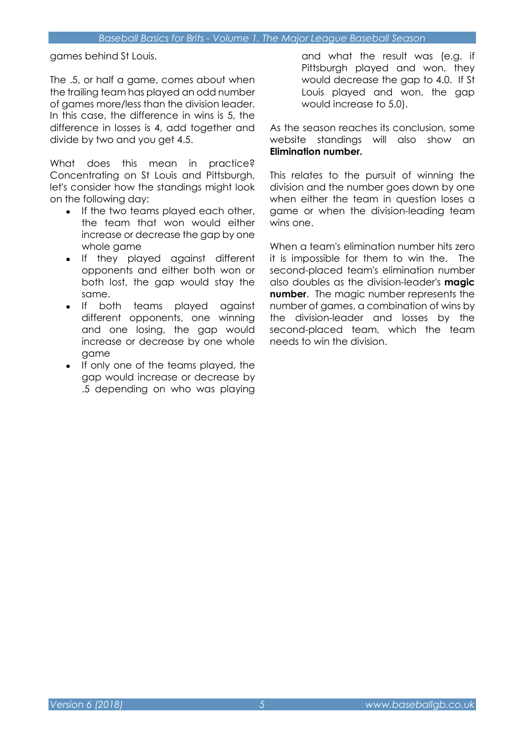games behind St Louis.

The .5, or half a game, comes about when the trailing team has played an odd number of games more/less than the division leader. In this case, the difference in wins is 5, the difference in losses is 4, add together and divide by two and you get 4.5.

What does this mean in practice? Concentrating on St Louis and Pittsburgh, let's consider how the standings might look on the following day:

- If the two teams played each other, the team that won would either increase or decrease the gap by one whole game
- If they played against different opponents and either both won or both lost, the gap would stay the same.
- If both teams played against different opponents, one winning and one losing, the gap would increase or decrease by one whole game
- If only one of the teams played, the gap would increase or decrease by .5 depending on who was playing and what the result was (e.g. if Pittsburgh played and won, they would decrease the gap to 4.0. If St Louis played and won, the gap would increase to 5.0).

As the season reaches its conclusion, some website standings will also show an **Elimination number.**

This relates to the pursuit of winning the division and the number goes down by one when either the team in question loses a game or when the division-leading team wins one.

When a team's elimination number hits zero it is impossible for them to win the. The second-placed team's elimination number also doubles as the division-leader's **magic number**. The magic number represents the number of games, a combination of wins by the division-leader and losses by the second-placed team, which the team needs to win the division.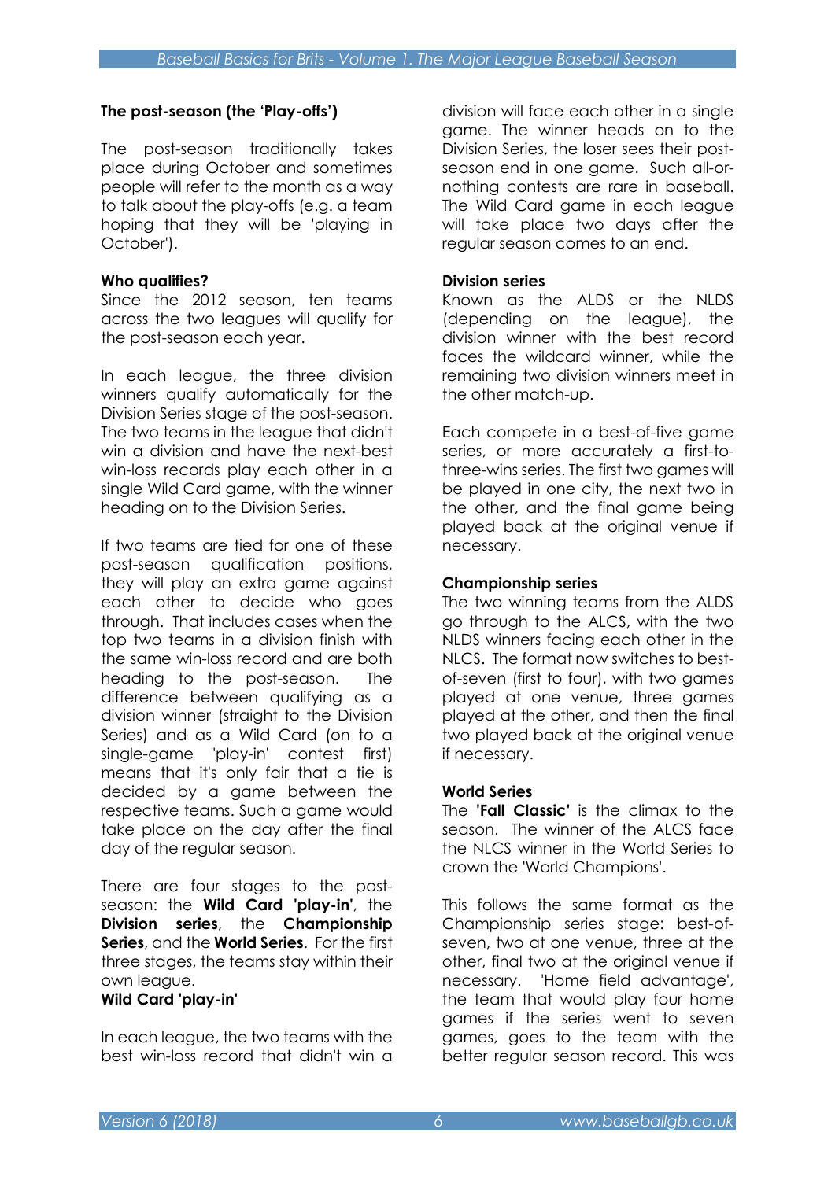## The post-season (the 'Play-offs')

The post-season traditionally takes place during October and sometimes people will refer to the month as a way to talk about the play-offs (e.g. a team hoping that they will be 'playing in October').

### Who qualifies?

Since the 2012 season, ten teams across the two leagues will qualify for the post-season each year.

In each league, the three division winners qualify automatically for the Division Series stage of the post-season. The two teams in the league that didn't win a division and have the next-best win-loss records play each other in a single Wild Card game, with the winner heading on to the Division Series.

If two teams are tied for one of these post-season qualification positions, they will play an extra game against each other to decide who goes through. That includes cases when the top two teams in a division finish with the same win-loss record and are both heading to the post-season. The difference between qualifying as a division winner (straight to the Division Series) and as a Wild Card (on to a single-game 'play-in' contest first) means that it's only fair that a tie is decided by a game between the respective teams. Such a game would take place on the day after the final day of the regular season.

There are four stages to the post-season: the **Wild Card 'play-in'**, the **Division series**, the **Championship Series**, and the **World Series**. For the first three stages, the teams stay within their own league.

### Wild Card 'play-in'

In each league, the two teams with the best win-loss record that didn't win a division will face each other in a single game. The winner heads on to the Division Series, the loser sees their post-season end in one game. Such all-or-nothing contests are rare in baseball. The Wild Card game in each league will take place two days after the regular season comes to an end.

### Division series

Known as the ALDS or the NLDS (depending on the league), the division winner with the best record faces the wildcard winner, while the remaining two division winners meet in the other match-up.

Each compete in a best-of-five game series, or more accurately a first-to-three-wins series. The first two games will be played in one city, the next two in the other, and the final game being played back at the original venue if necessary.

### Championship series

The two winning teams from the ALDS go through to the ALCS, with the two NLDS winners facing each other in the NLCS. The format now switches to best-of-seven (first to four), with two games played at one venue, three games played at the other, and then the final two played back at the original venue if necessary.

### World Series

The **'Fall Classic'** is the climax to the season. The winner of the ALCS face the NLCS winner in the World Series to crown the 'World Champions'.

This follows the same format as the Championship series stage: best-of-seven, two at one venue, three at the other, final two at the original venue if necessary. 'Home field advantage', the team that would play four home games if the series went to seven games, goes to the team with the better regular season record. This was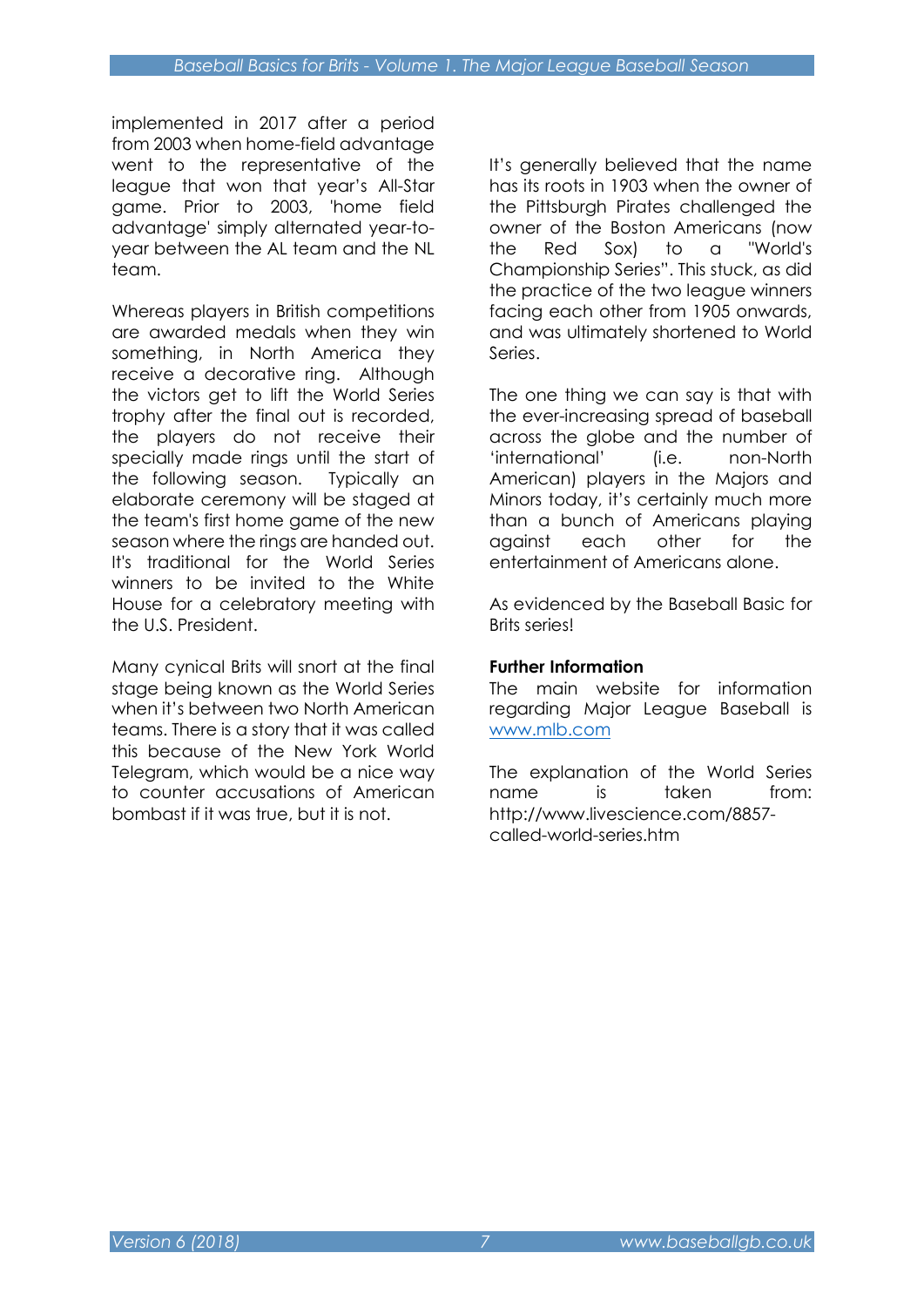implemented in 2017 after a period from 2003 when home-field advantage went to the representative of the league that won that year's All-Star game. Prior to 2003, 'home field advantage' simply alternated year-to-year between the AL team and the NL team.

Whereas players in British competitions are awarded medals when they win something, in North America they receive a decorative ring. Although the victors get to lift the World Series trophy after the final out is recorded, the players do not receive their specially made rings until the start of the following season. Typically an elaborate ceremony will be staged at the team's first home game of the new season where the rings are handed out. It's traditional for the World Series winners to be invited to the White House for a celebratory meeting with the U.S. President.

Many cynical Brits will snort at the final stage being known as the World Series when it's between two North American teams. There is a story that it was called this because of the New York World Telegram, which would be a nice way to counter accusations of American bombast if it was true, but it is not.

It's generally believed that the name has its roots in 1903 when the owner of the Pittsburgh Pirates challenged the owner of the Boston Americans (now the Red Sox) to a "World's Championship Series". This stuck, as did the practice of the two league winners facing each other from 1905 onwards, and was ultimately shortened to World Series.

The one thing we can say is that with the ever-increasing spread of baseball across the globe and the number of 'international' (i.e. non-North American) players in the Majors and Minors today, it's certainly much more than a bunch of Americans playing against each other for the entertainment of Americans alone.

As evidenced by the Baseball Basic for Brits series!

**Further Information**

The main website for information regarding Major League Baseball is www.mlb.com

The explanation of the World Series name is taken from: http://www.livescience.com/8857-called-world-series.htm